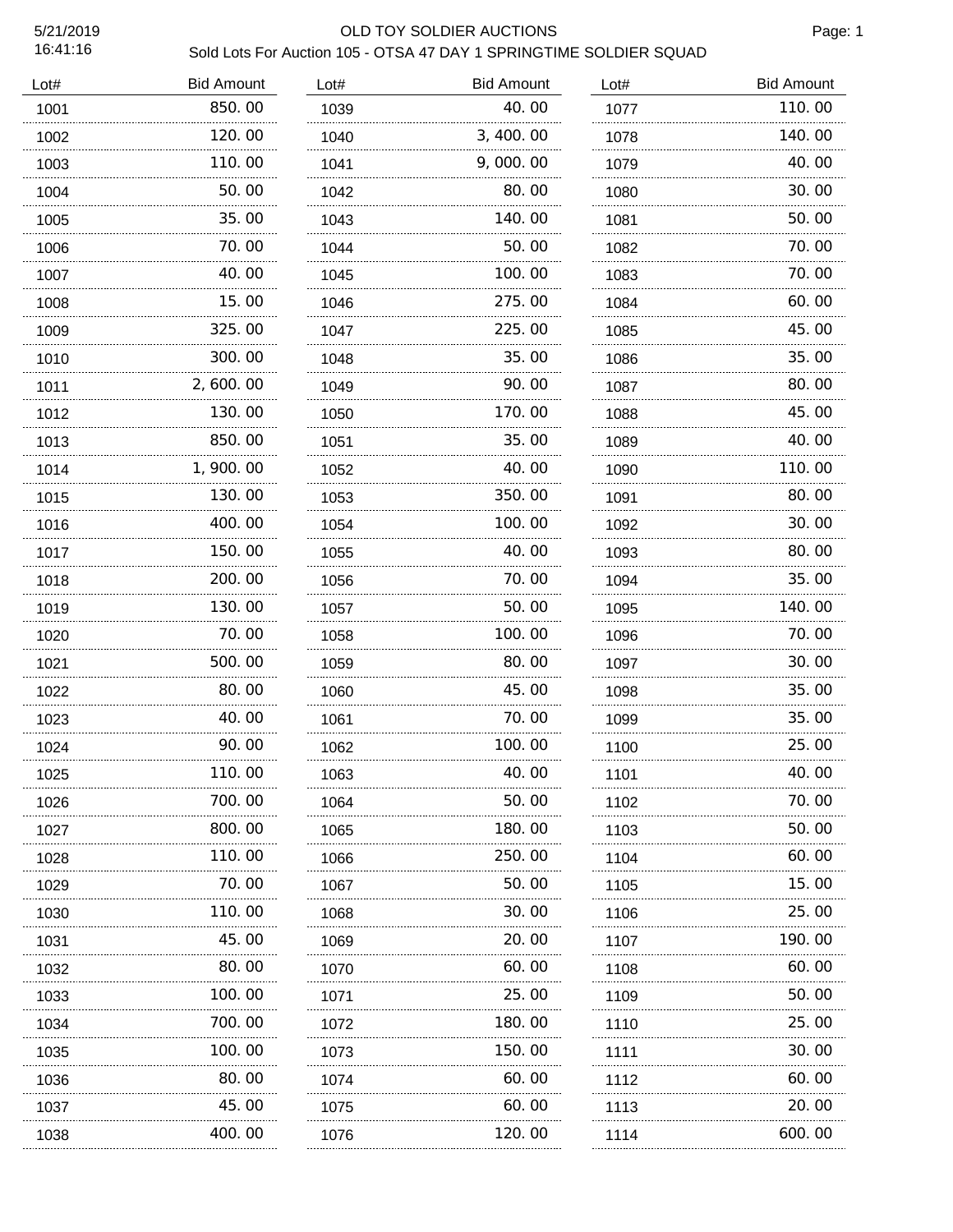# OLD TOY SOLDIER AUCTIONS

## Sold Lots For Auction 105 - OTSA 47 DAY 1 SPRINGTIME SOLDIER SQUAD

5/21/2019
16:41:16

| Lot# | Bid Amount |
|---|---|
| 1001 | 850.00 |
| 1002 | 120.00 |
| 1003 | 110.00 |
| 1004 | 50.00 |
| 1005 | 35.00 |
| 1006 | 70.00 |
| 1007 | 40.00 |
| 1008 | 15.00 |
| 1009 | 325.00 |
| 1010 | 300.00 |
| 1011 | 2,600.00 |
| 1012 | 130.00 |
| 1013 | 850.00 |
| 1014 | 1,900.00 |
| 1015 | 130.00 |
| 1016 | 400.00 |
| 1017 | 150.00 |
| 1018 | 200.00 |
| 1019 | 130.00 |
| 1020 | 70.00 |
| 1021 | 500.00 |
| 1022 | 80.00 |
| 1023 | 40.00 |
| 1024 | 90.00 |
| 1025 | 110.00 |
| 1026 | 700.00 |
| 1027 | 800.00 |
| 1028 | 110.00 |
| 1029 | 70.00 |
| 1030 | 110.00 |
| 1031 | 45.00 |
| 1032 | 80.00 |
| 1033 | 100.00 |
| 1034 | 700.00 |
| 1035 | 100.00 |
| 1036 | 80.00 |
| 1037 | 45.00 |
| 1038 | 400.00 |
| 1039 | 40.00 |
| 1040 | 3,400.00 |
| 1041 | 9,000.00 |
| 1042 | 80.00 |
| 1043 | 140.00 |
| 1044 | 50.00 |
| 1045 | 100.00 |
| 1046 | 275.00 |
| 1047 | 225.00 |
| 1048 | 35.00 |
| 1049 | 90.00 |
| 1050 | 170.00 |
| 1051 | 35.00 |
| 1052 | 40.00 |
| 1053 | 350.00 |
| 1054 | 100.00 |
| 1055 | 40.00 |
| 1056 | 70.00 |
| 1057 | 50.00 |
| 1058 | 100.00 |
| 1059 | 80.00 |
| 1060 | 45.00 |
| 1061 | 70.00 |
| 1062 | 100.00 |
| 1063 | 40.00 |
| 1064 | 50.00 |
| 1065 | 180.00 |
| 1066 | 250.00 |
| 1067 | 50.00 |
| 1068 | 30.00 |
| 1069 | 20.00 |
| 1070 | 60.00 |
| 1071 | 25.00 |
| 1072 | 180.00 |
| 1073 | 150.00 |
| 1074 | 60.00 |
| 1075 | 60.00 |
| 1076 | 120.00 |
| 1077 | 110.00 |
| 1078 | 140.00 |
| 1079 | 40.00 |
| 1080 | 30.00 |
| 1081 | 50.00 |
| 1082 | 70.00 |
| 1083 | 70.00 |
| 1084 | 60.00 |
| 1085 | 45.00 |
| 1086 | 35.00 |
| 1087 | 80.00 |
| 1088 | 45.00 |
| 1089 | 40.00 |
| 1090 | 110.00 |
| 1091 | 80.00 |
| 1092 | 30.00 |
| 1093 | 80.00 |
| 1094 | 35.00 |
| 1095 | 140.00 |
| 1096 | 70.00 |
| 1097 | 30.00 |
| 1098 | 35.00 |
| 1099 | 35.00 |
| 1100 | 25.00 |
| 1101 | 40.00 |
| 1102 | 70.00 |
| 1103 | 50.00 |
| 1104 | 60.00 |
| 1105 | 15.00 |
| 1106 | 25.00 |
| 1107 | 190.00 |
| 1108 | 60.00 |
| 1109 | 50.00 |
| 1110 | 25.00 |
| 1111 | 30.00 |
| 1112 | 60.00 |
| 1113 | 20.00 |
| 1114 | 600.00 |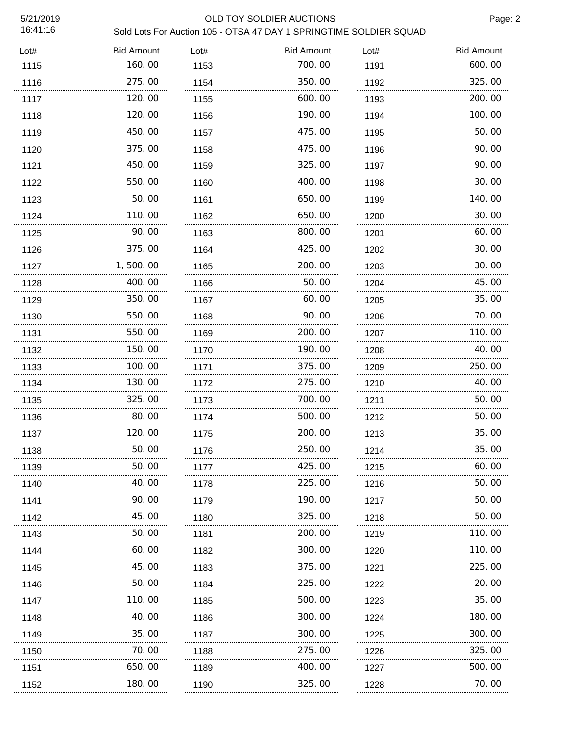OLD TOY SOLDIER AUCTIONS

Sold Lots For Auction 105 - OTSA 47 DAY 1 SPRINGTIME SOLDIER SQUAD

| Lot# | Bid Amount | Lot# | Bid Amount | Lot# | Bid Amount |
|---|---|---|---|---|---|
| 1115 | 160.00 | 1153 | 700.00 | 1191 | 600.00 |
| 1116 | 275.00 | 1154 | 350.00 | 1192 | 325.00 |
| 1117 | 120.00 | 1155 | 600.00 | 1193 | 200.00 |
| 1118 | 120.00 | 1156 | 190.00 | 1194 | 100.00 |
| 1119 | 450.00 | 1157 | 475.00 | 1195 | 50.00 |
| 1120 | 375.00 | 1158 | 475.00 | 1196 | 90.00 |
| 1121 | 450.00 | 1159 | 325.00 | 1197 | 90.00 |
| 1122 | 550.00 | 1160 | 400.00 | 1198 | 30.00 |
| 1123 | 50.00 | 1161 | 650.00 | 1199 | 140.00 |
| 1124 | 110.00 | 1162 | 650.00 | 1200 | 30.00 |
| 1125 | 90.00 | 1163 | 800.00 | 1201 | 60.00 |
| 1126 | 375.00 | 1164 | 425.00 | 1202 | 30.00 |
| 1127 | 1,500.00 | 1165 | 200.00 | 1203 | 30.00 |
| 1128 | 400.00 | 1166 | 50.00 | 1204 | 45.00 |
| 1129 | 350.00 | 1167 | 60.00 | 1205 | 35.00 |
| 1130 | 550.00 | 1168 | 90.00 | 1206 | 70.00 |
| 1131 | 550.00 | 1169 | 200.00 | 1207 | 110.00 |
| 1132 | 150.00 | 1170 | 190.00 | 1208 | 40.00 |
| 1133 | 100.00 | 1171 | 375.00 | 1209 | 250.00 |
| 1134 | 130.00 | 1172 | 275.00 | 1210 | 40.00 |
| 1135 | 325.00 | 1173 | 700.00 | 1211 | 50.00 |
| 1136 | 80.00 | 1174 | 500.00 | 1212 | 50.00 |
| 1137 | 120.00 | 1175 | 200.00 | 1213 | 35.00 |
| 1138 | 50.00 | 1176 | 250.00 | 1214 | 35.00 |
| 1139 | 50.00 | 1177 | 425.00 | 1215 | 60.00 |
| 1140 | 40.00 | 1178 | 225.00 | 1216 | 50.00 |
| 1141 | 90.00 | 1179 | 190.00 | 1217 | 50.00 |
| 1142 | 45.00 | 1180 | 325.00 | 1218 | 50.00 |
| 1143 | 50.00 | 1181 | 200.00 | 1219 | 110.00 |
| 1144 | 60.00 | 1182 | 300.00 | 1220 | 110.00 |
| 1145 | 45.00 | 1183 | 375.00 | 1221 | 225.00 |
| 1146 | 50.00 | 1184 | 225.00 | 1222 | 20.00 |
| 1147 | 110.00 | 1185 | 500.00 | 1223 | 35.00 |
| 1148 | 40.00 | 1186 | 300.00 | 1224 | 180.00 |
| 1149 | 35.00 | 1187 | 300.00 | 1225 | 300.00 |
| 1150 | 70.00 | 1188 | 275.00 | 1226 | 325.00 |
| 1151 | 650.00 | 1189 | 400.00 | 1227 | 500.00 |
| 1152 | 180.00 | 1190 | 325.00 | 1228 | 70.00 |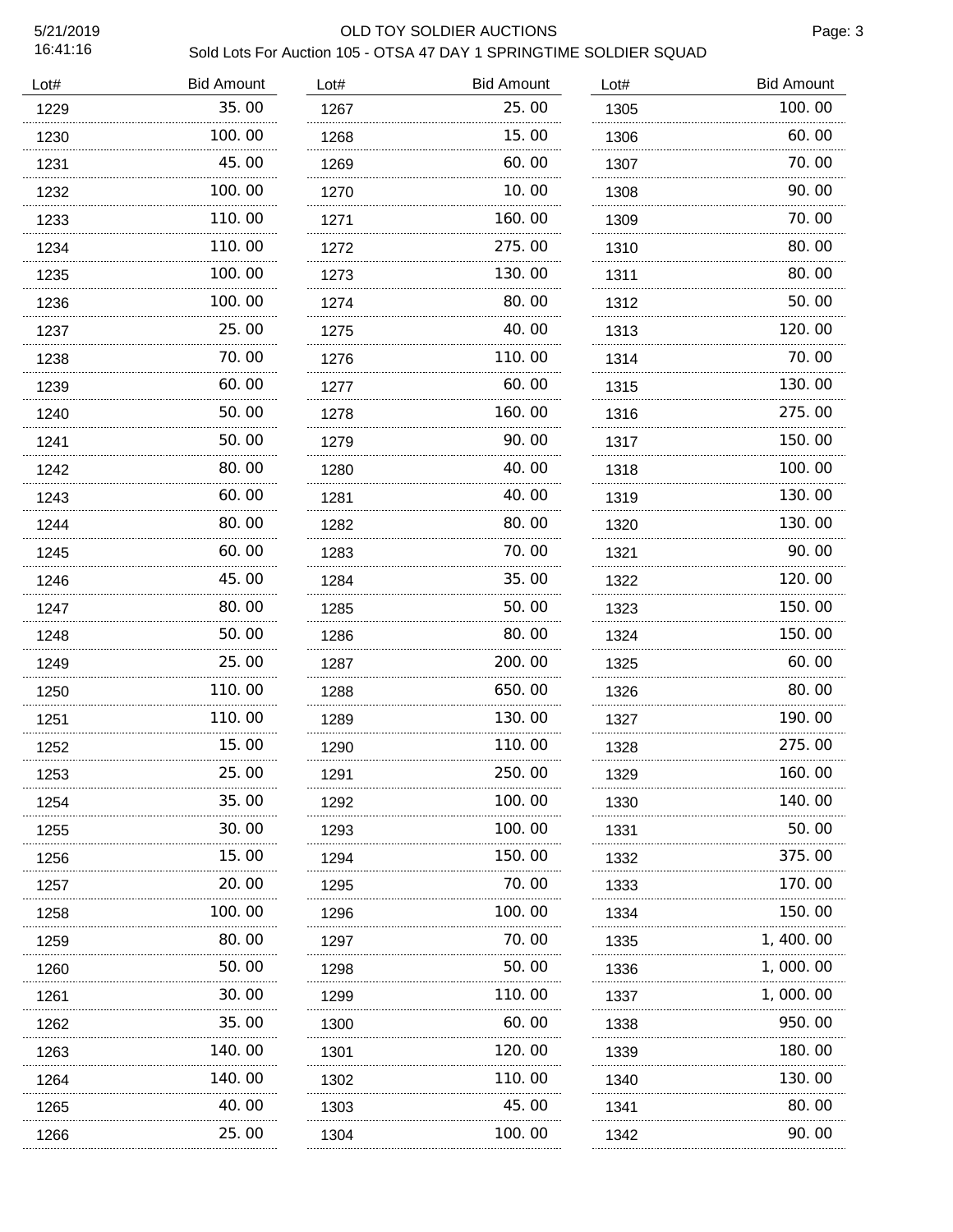# OLD TOY SOLDIER AUCTIONS

## Sold Lots For Auction 105 - OTSA 47 DAY 1 SPRINGTIME SOLDIER SQUAD

5/21/2019
16:41:16

| Lot# | Bid Amount |
|---|---|
| 1229 | 35.00 |
| 1230 | 100.00 |
| 1231 | 45.00 |
| 1232 | 100.00 |
| 1233 | 110.00 |
| 1234 | 110.00 |
| 1235 | 100.00 |
| 1236 | 100.00 |
| 1237 | 25.00 |
| 1238 | 70.00 |
| 1239 | 60.00 |
| 1240 | 50.00 |
| 1241 | 50.00 |
| 1242 | 80.00 |
| 1243 | 60.00 |
| 1244 | 80.00 |
| 1245 | 60.00 |
| 1246 | 45.00 |
| 1247 | 80.00 |
| 1248 | 50.00 |
| 1249 | 25.00 |
| 1250 | 110.00 |
| 1251 | 110.00 |
| 1252 | 15.00 |
| 1253 | 25.00 |
| 1254 | 35.00 |
| 1255 | 30.00 |
| 1256 | 15.00 |
| 1257 | 20.00 |
| 1258 | 100.00 |
| 1259 | 80.00 |
| 1260 | 50.00 |
| 1261 | 30.00 |
| 1262 | 35.00 |
| 1263 | 140.00 |
| 1264 | 140.00 |
| 1265 | 40.00 |
| 1266 | 25.00 |
| 1267 | 25.00 |
| 1268 | 15.00 |
| 1269 | 60.00 |
| 1270 | 10.00 |
| 1271 | 160.00 |
| 1272 | 275.00 |
| 1273 | 130.00 |
| 1274 | 80.00 |
| 1275 | 40.00 |
| 1276 | 110.00 |
| 1277 | 60.00 |
| 1278 | 160.00 |
| 1279 | 90.00 |
| 1280 | 40.00 |
| 1281 | 40.00 |
| 1282 | 80.00 |
| 1283 | 70.00 |
| 1284 | 35.00 |
| 1285 | 50.00 |
| 1286 | 80.00 |
| 1287 | 200.00 |
| 1288 | 650.00 |
| 1289 | 130.00 |
| 1290 | 110.00 |
| 1291 | 250.00 |
| 1292 | 100.00 |
| 1293 | 100.00 |
| 1294 | 150.00 |
| 1295 | 70.00 |
| 1296 | 100.00 |
| 1297 | 70.00 |
| 1298 | 50.00 |
| 1299 | 110.00 |
| 1300 | 60.00 |
| 1301 | 120.00 |
| 1302 | 110.00 |
| 1303 | 45.00 |
| 1304 | 100.00 |
| 1305 | 100.00 |
| 1306 | 60.00 |
| 1307 | 70.00 |
| 1308 | 90.00 |
| 1309 | 70.00 |
| 1310 | 80.00 |
| 1311 | 80.00 |
| 1312 | 50.00 |
| 1313 | 120.00 |
| 1314 | 70.00 |
| 1315 | 130.00 |
| 1316 | 275.00 |
| 1317 | 150.00 |
| 1318 | 100.00 |
| 1319 | 130.00 |
| 1320 | 130.00 |
| 1321 | 90.00 |
| 1322 | 120.00 |
| 1323 | 150.00 |
| 1324 | 150.00 |
| 1325 | 60.00 |
| 1326 | 80.00 |
| 1327 | 190.00 |
| 1328 | 275.00 |
| 1329 | 160.00 |
| 1330 | 140.00 |
| 1331 | 50.00 |
| 1332 | 375.00 |
| 1333 | 170.00 |
| 1334 | 150.00 |
| 1335 | 1,400.00 |
| 1336 | 1,000.00 |
| 1337 | 1,000.00 |
| 1338 | 950.00 |
| 1339 | 180.00 |
| 1340 | 130.00 |
| 1341 | 80.00 |
| 1342 | 90.00 |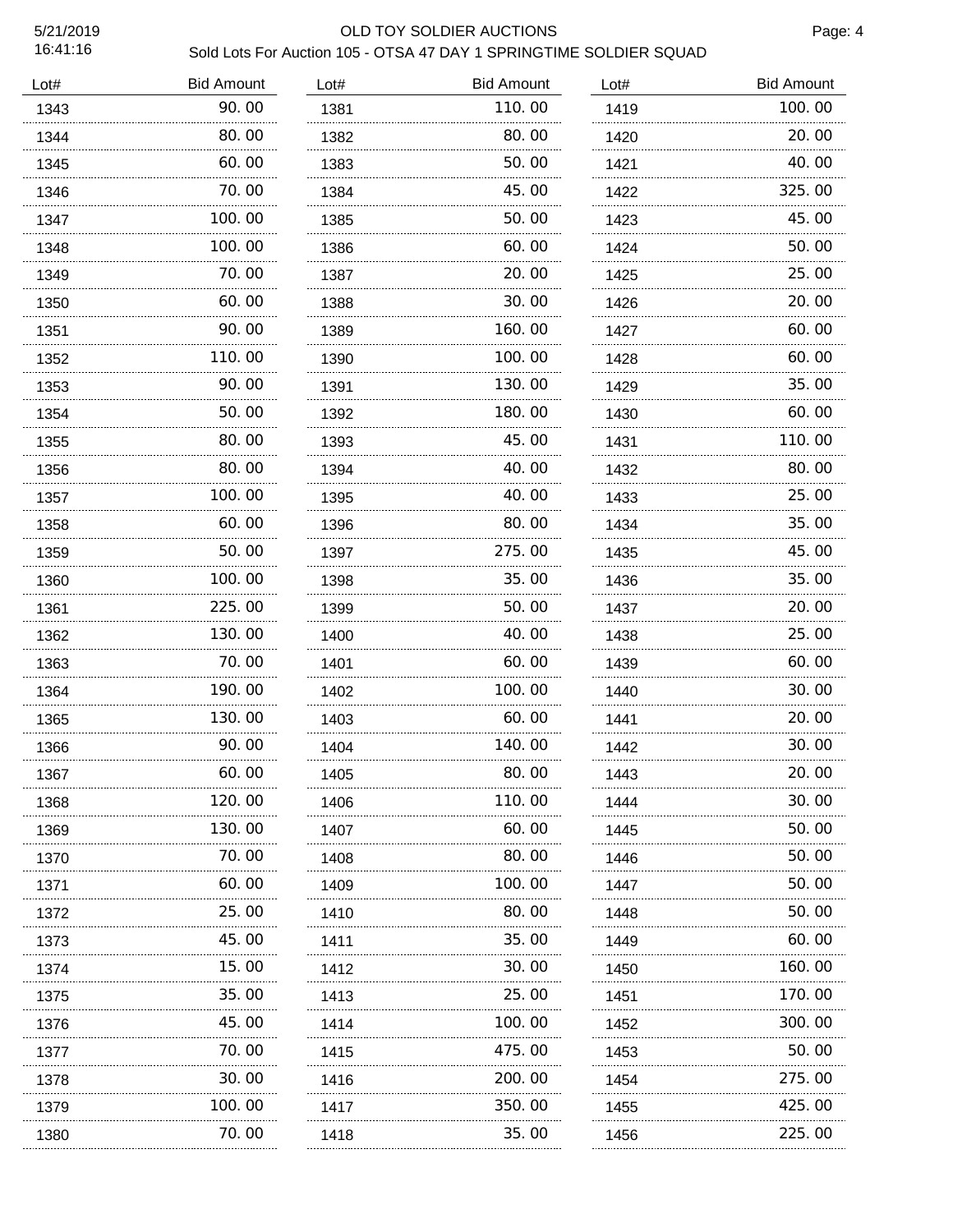# OLD TOY SOLDIER AUCTIONS

## Sold Lots For Auction 105 - OTSA 47 DAY 1 SPRINGTIME SOLDIER SQUAD

5/21/2019
16:41:16

| Lot# | Bid Amount | Lot# | Bid Amount | Lot# | Bid Amount |
|---|---|---|---|---|---|
| 1343 | 90.00 | 1381 | 110.00 | 1419 | 100.00 |
| 1344 | 80.00 | 1382 | 80.00 | 1420 | 20.00 |
| 1345 | 60.00 | 1383 | 50.00 | 1421 | 40.00 |
| 1346 | 70.00 | 1384 | 45.00 | 1422 | 325.00 |
| 1347 | 100.00 | 1385 | 50.00 | 1423 | 45.00 |
| 1348 | 100.00 | 1386 | 60.00 | 1424 | 50.00 |
| 1349 | 70.00 | 1387 | 20.00 | 1425 | 25.00 |
| 1350 | 60.00 | 1388 | 30.00 | 1426 | 20.00 |
| 1351 | 90.00 | 1389 | 160.00 | 1427 | 60.00 |
| 1352 | 110.00 | 1390 | 100.00 | 1428 | 60.00 |
| 1353 | 90.00 | 1391 | 130.00 | 1429 | 35.00 |
| 1354 | 50.00 | 1392 | 180.00 | 1430 | 60.00 |
| 1355 | 80.00 | 1393 | 45.00 | 1431 | 110.00 |
| 1356 | 80.00 | 1394 | 40.00 | 1432 | 80.00 |
| 1357 | 100.00 | 1395 | 40.00 | 1433 | 25.00 |
| 1358 | 60.00 | 1396 | 80.00 | 1434 | 35.00 |
| 1359 | 50.00 | 1397 | 275.00 | 1435 | 45.00 |
| 1360 | 100.00 | 1398 | 35.00 | 1436 | 35.00 |
| 1361 | 225.00 | 1399 | 50.00 | 1437 | 20.00 |
| 1362 | 130.00 | 1400 | 40.00 | 1438 | 25.00 |
| 1363 | 70.00 | 1401 | 60.00 | 1439 | 60.00 |
| 1364 | 190.00 | 1402 | 100.00 | 1440 | 30.00 |
| 1365 | 130.00 | 1403 | 60.00 | 1441 | 20.00 |
| 1366 | 90.00 | 1404 | 140.00 | 1442 | 30.00 |
| 1367 | 60.00 | 1405 | 80.00 | 1443 | 20.00 |
| 1368 | 120.00 | 1406 | 110.00 | 1444 | 30.00 |
| 1369 | 130.00 | 1407 | 60.00 | 1445 | 50.00 |
| 1370 | 70.00 | 1408 | 80.00 | 1446 | 50.00 |
| 1371 | 60.00 | 1409 | 100.00 | 1447 | 50.00 |
| 1372 | 25.00 | 1410 | 80.00 | 1448 | 50.00 |
| 1373 | 45.00 | 1411 | 35.00 | 1449 | 60.00 |
| 1374 | 15.00 | 1412 | 30.00 | 1450 | 160.00 |
| 1375 | 35.00 | 1413 | 25.00 | 1451 | 170.00 |
| 1376 | 45.00 | 1414 | 100.00 | 1452 | 300.00 |
| 1377 | 70.00 | 1415 | 475.00 | 1453 | 50.00 |
| 1378 | 30.00 | 1416 | 200.00 | 1454 | 275.00 |
| 1379 | 100.00 | 1417 | 350.00 | 1455 | 425.00 |
| 1380 | 70.00 | 1418 | 35.00 | 1456 | 225.00 |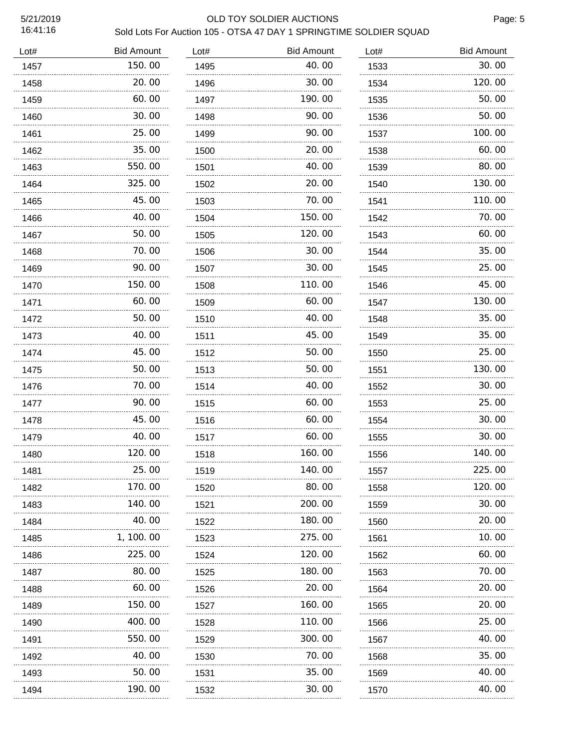## OLD TOY SOLDIER AUCTIONS

### Sold Lots For Auction 105 - OTSA 47 DAY 1 SPRINGTIME SOLDIER SQUAD

5/21/2019
16:41:16

| Lot# | Bid Amount |
|---|---|
| 1457 | 150.00 |
| 1458 | 20.00 |
| 1459 | 60.00 |
| 1460 | 30.00 |
| 1461 | 25.00 |
| 1462 | 35.00 |
| 1463 | 550.00 |
| 1464 | 325.00 |
| 1465 | 45.00 |
| 1466 | 40.00 |
| 1467 | 50.00 |
| 1468 | 70.00 |
| 1469 | 90.00 |
| 1470 | 150.00 |
| 1471 | 60.00 |
| 1472 | 50.00 |
| 1473 | 40.00 |
| 1474 | 45.00 |
| 1475 | 50.00 |
| 1476 | 70.00 |
| 1477 | 90.00 |
| 1478 | 45.00 |
| 1479 | 40.00 |
| 1480 | 120.00 |
| 1481 | 25.00 |
| 1482 | 170.00 |
| 1483 | 140.00 |
| 1484 | 40.00 |
| 1485 | 1,100.00 |
| 1486 | 225.00 |
| 1487 | 80.00 |
| 1488 | 60.00 |
| 1489 | 150.00 |
| 1490 | 400.00 |
| 1491 | 550.00 |
| 1492 | 40.00 |
| 1493 | 50.00 |
| 1494 | 190.00 |
| 1495 | 40.00 |
| 1496 | 30.00 |
| 1497 | 190.00 |
| 1498 | 90.00 |
| 1499 | 90.00 |
| 1500 | 20.00 |
| 1501 | 40.00 |
| 1502 | 20.00 |
| 1503 | 70.00 |
| 1504 | 150.00 |
| 1505 | 120.00 |
| 1506 | 30.00 |
| 1507 | 30.00 |
| 1508 | 110.00 |
| 1509 | 60.00 |
| 1510 | 40.00 |
| 1511 | 45.00 |
| 1512 | 50.00 |
| 1513 | 50.00 |
| 1514 | 40.00 |
| 1515 | 60.00 |
| 1516 | 60.00 |
| 1517 | 60.00 |
| 1518 | 160.00 |
| 1519 | 140.00 |
| 1520 | 80.00 |
| 1521 | 200.00 |
| 1522 | 180.00 |
| 1523 | 275.00 |
| 1524 | 120.00 |
| 1525 | 180.00 |
| 1526 | 20.00 |
| 1527 | 160.00 |
| 1528 | 110.00 |
| 1529 | 300.00 |
| 1530 | 70.00 |
| 1531 | 35.00 |
| 1532 | 30.00 |
| 1533 | 30.00 |
| 1534 | 120.00 |
| 1535 | 50.00 |
| 1536 | 50.00 |
| 1537 | 100.00 |
| 1538 | 60.00 |
| 1539 | 80.00 |
| 1540 | 130.00 |
| 1541 | 110.00 |
| 1542 | 70.00 |
| 1543 | 60.00 |
| 1544 | 35.00 |
| 1545 | 25.00 |
| 1546 | 45.00 |
| 1547 | 130.00 |
| 1548 | 35.00 |
| 1549 | 35.00 |
| 1550 | 25.00 |
| 1551 | 130.00 |
| 1552 | 30.00 |
| 1553 | 25.00 |
| 1554 | 30.00 |
| 1555 | 30.00 |
| 1556 | 140.00 |
| 1557 | 225.00 |
| 1558 | 120.00 |
| 1559 | 30.00 |
| 1560 | 20.00 |
| 1561 | 10.00 |
| 1562 | 60.00 |
| 1563 | 70.00 |
| 1564 | 20.00 |
| 1565 | 20.00 |
| 1566 | 25.00 |
| 1567 | 40.00 |
| 1568 | 35.00 |
| 1569 | 40.00 |
| 1570 | 40.00 |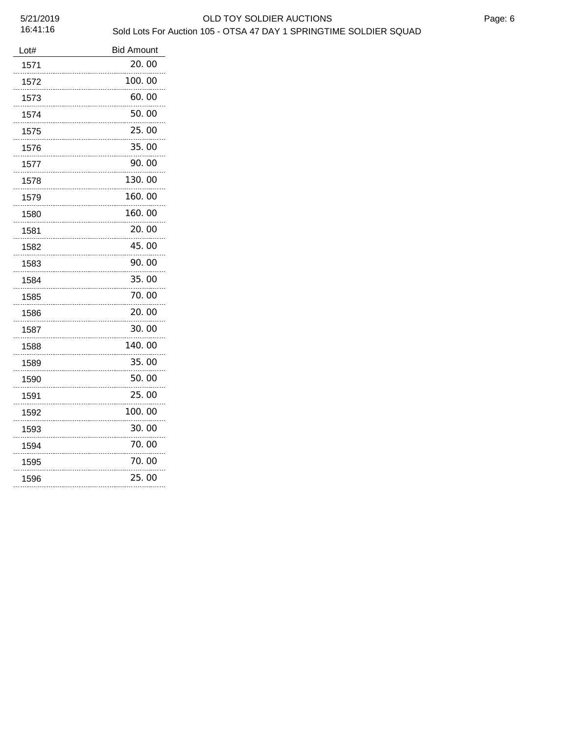| Lot# | Bid Amount |
|---|---|
| 1571 | 20.00 |
| 1572 | 100.00 |
| 1573 | 60.00 |
| 1574 | 50.00 |
| 1575 | 25.00 |
| 1576 | 35.00 |
| 1577 | 90.00 |
| 1578 | 130.00 |
| 1579 | 160.00 |
| 1580 | 160.00 |
| 1581 | 20.00 |
| 1582 | 45.00 |
| 1583 | 90.00 |
| 1584 | 35.00 |
| 1585 | 70.00 |
| 1586 | 20.00 |
| 1587 | 30.00 |
| 1588 | 140.00 |
| 1589 | 35.00 |
| 1590 | 50.00 |
| 1591 | 25.00 |
| 1592 | 100.00 |
| 1593 | 30.00 |
| 1594 | 70.00 |
| 1595 | 70.00 |
| 1596 | 25.00 |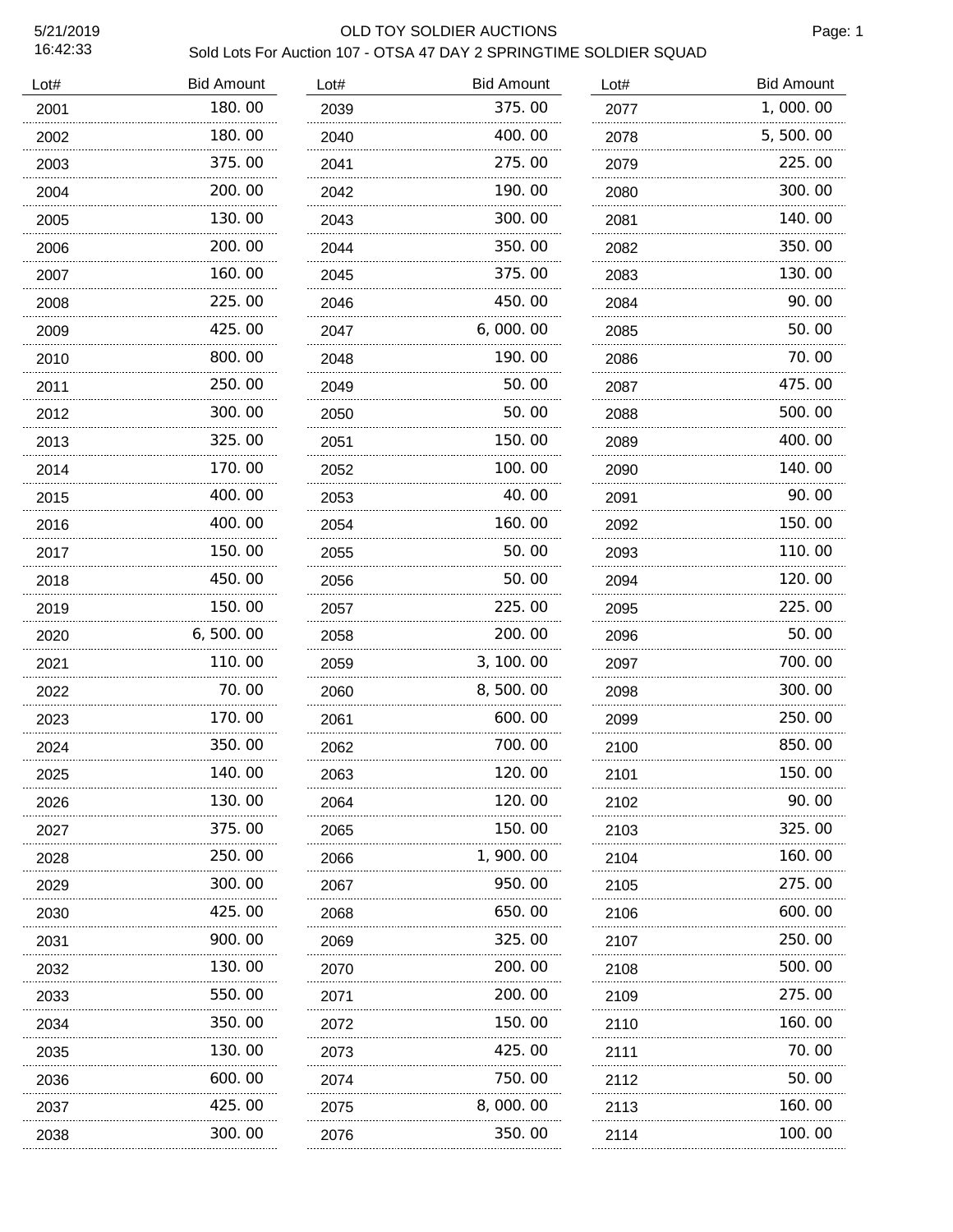5/21/2019
16:42:33

# OLD TOY SOLDIER AUCTIONS

Sold Lots For Auction 107 - OTSA 47 DAY 2 SPRINGTIME SOLDIER SQUAD

| Lot# | Bid Amount | Lot# | Bid Amount | Lot# | Bid Amount |
|---|---|---|---|---|---|
| 2001 | 180.00 | 2039 | 375.00 | 2077 | 1,000.00 |
| 2002 | 180.00 | 2040 | 400.00 | 2078 | 5,500.00 |
| 2003 | 375.00 | 2041 | 275.00 | 2079 | 225.00 |
| 2004 | 200.00 | 2042 | 190.00 | 2080 | 300.00 |
| 2005 | 130.00 | 2043 | 300.00 | 2081 | 140.00 |
| 2006 | 200.00 | 2044 | 350.00 | 2082 | 350.00 |
| 2007 | 160.00 | 2045 | 375.00 | 2083 | 130.00 |
| 2008 | 225.00 | 2046 | 450.00 | 2084 | 90.00 |
| 2009 | 425.00 | 2047 | 6,000.00 | 2085 | 50.00 |
| 2010 | 800.00 | 2048 | 190.00 | 2086 | 70.00 |
| 2011 | 250.00 | 2049 | 50.00 | 2087 | 475.00 |
| 2012 | 300.00 | 2050 | 50.00 | 2088 | 500.00 |
| 2013 | 325.00 | 2051 | 150.00 | 2089 | 400.00 |
| 2014 | 170.00 | 2052 | 100.00 | 2090 | 140.00 |
| 2015 | 400.00 | 2053 | 40.00 | 2091 | 90.00 |
| 2016 | 400.00 | 2054 | 160.00 | 2092 | 150.00 |
| 2017 | 150.00 | 2055 | 50.00 | 2093 | 110.00 |
| 2018 | 450.00 | 2056 | 50.00 | 2094 | 120.00 |
| 2019 | 150.00 | 2057 | 225.00 | 2095 | 225.00 |
| 2020 | 6,500.00 | 2058 | 200.00 | 2096 | 50.00 |
| 2021 | 110.00 | 2059 | 3,100.00 | 2097 | 700.00 |
| 2022 | 70.00 | 2060 | 8,500.00 | 2098 | 300.00 |
| 2023 | 170.00 | 2061 | 600.00 | 2099 | 250.00 |
| 2024 | 350.00 | 2062 | 700.00 | 2100 | 850.00 |
| 2025 | 140.00 | 2063 | 120.00 | 2101 | 150.00 |
| 2026 | 130.00 | 2064 | 120.00 | 2102 | 90.00 |
| 2027 | 375.00 | 2065 | 150.00 | 2103 | 325.00 |
| 2028 | 250.00 | 2066 | 1,900.00 | 2104 | 160.00 |
| 2029 | 300.00 | 2067 | 950.00 | 2105 | 275.00 |
| 2030 | 425.00 | 2068 | 650.00 | 2106 | 600.00 |
| 2031 | 900.00 | 2069 | 325.00 | 2107 | 250.00 |
| 2032 | 130.00 | 2070 | 200.00 | 2108 | 500.00 |
| 2033 | 550.00 | 2071 | 200.00 | 2109 | 275.00 |
| 2034 | 350.00 | 2072 | 150.00 | 2110 | 160.00 |
| 2035 | 130.00 | 2073 | 425.00 | 2111 | 70.00 |
| 2036 | 600.00 | 2074 | 750.00 | 2112 | 50.00 |
| 2037 | 425.00 | 2075 | 8,000.00 | 2113 | 160.00 |
| 2038 | 300.00 | 2076 | 350.00 | 2114 | 100.00 |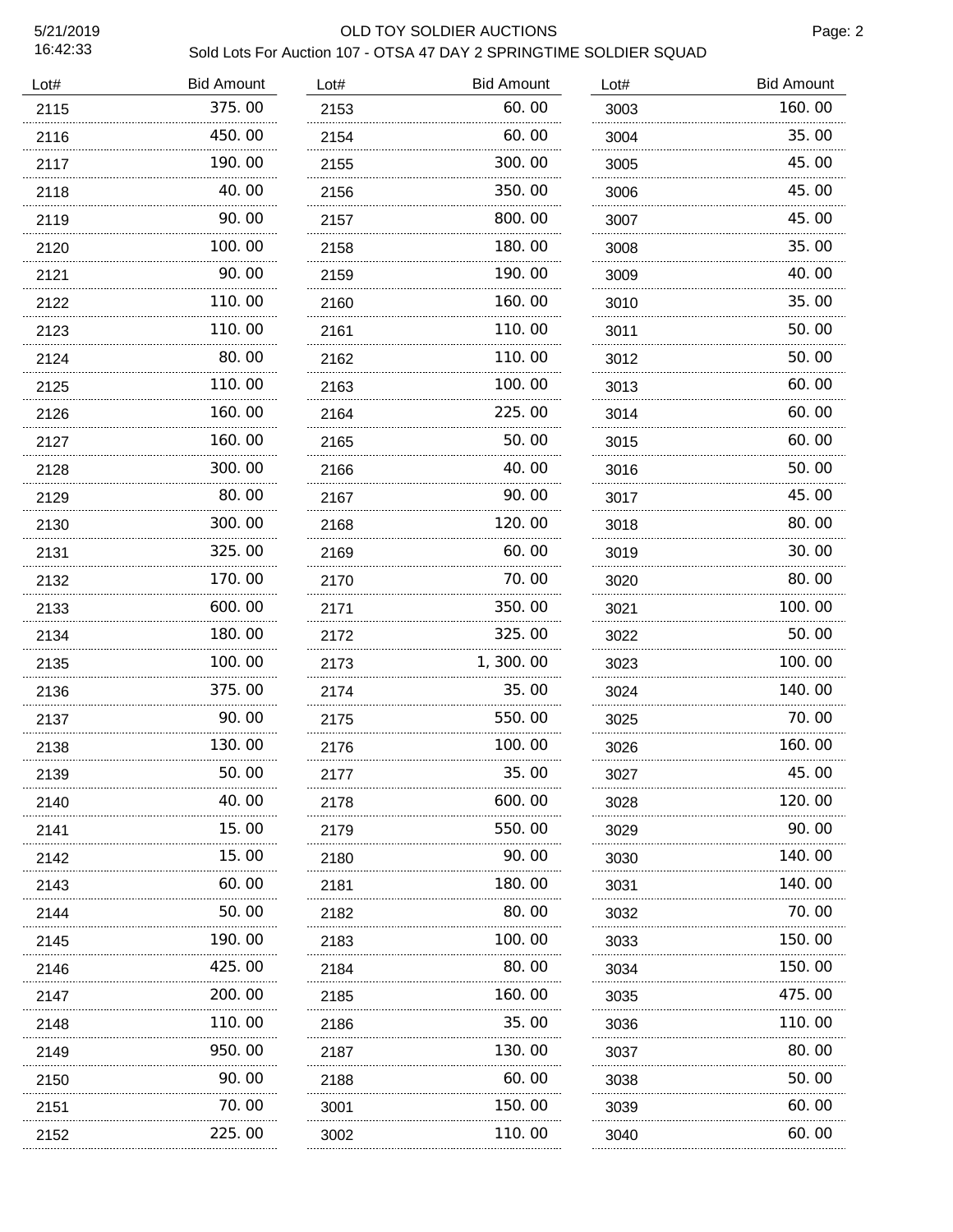OLD TOY SOLDIER AUCTIONS

Sold Lots For Auction 107 - OTSA 47 DAY 2 SPRINGTIME SOLDIER SQUAD

5/21/2019
16:42:33

| Lot# | Bid Amount | Lot# | Bid Amount | Lot# | Bid Amount |
|---|---|---|---|---|---|
| 2115 | 375.00 | 2153 | 60.00 | 3003 | 160.00 |
| 2116 | 450.00 | 2154 | 60.00 | 3004 | 35.00 |
| 2117 | 190.00 | 2155 | 300.00 | 3005 | 45.00 |
| 2118 | 40.00 | 2156 | 350.00 | 3006 | 45.00 |
| 2119 | 90.00 | 2157 | 800.00 | 3007 | 45.00 |
| 2120 | 100.00 | 2158 | 180.00 | 3008 | 35.00 |
| 2121 | 90.00 | 2159 | 190.00 | 3009 | 40.00 |
| 2122 | 110.00 | 2160 | 160.00 | 3010 | 35.00 |
| 2123 | 110.00 | 2161 | 110.00 | 3011 | 50.00 |
| 2124 | 80.00 | 2162 | 110.00 | 3012 | 50.00 |
| 2125 | 110.00 | 2163 | 100.00 | 3013 | 60.00 |
| 2126 | 160.00 | 2164 | 225.00 | 3014 | 60.00 |
| 2127 | 160.00 | 2165 | 50.00 | 3015 | 60.00 |
| 2128 | 300.00 | 2166 | 40.00 | 3016 | 50.00 |
| 2129 | 80.00 | 2167 | 90.00 | 3017 | 45.00 |
| 2130 | 300.00 | 2168 | 120.00 | 3018 | 80.00 |
| 2131 | 325.00 | 2169 | 60.00 | 3019 | 30.00 |
| 2132 | 170.00 | 2170 | 70.00 | 3020 | 80.00 |
| 2133 | 600.00 | 2171 | 350.00 | 3021 | 100.00 |
| 2134 | 180.00 | 2172 | 325.00 | 3022 | 50.00 |
| 2135 | 100.00 | 2173 | 1,300.00 | 3023 | 100.00 |
| 2136 | 375.00 | 2174 | 35.00 | 3024 | 140.00 |
| 2137 | 90.00 | 2175 | 550.00 | 3025 | 70.00 |
| 2138 | 130.00 | 2176 | 100.00 | 3026 | 160.00 |
| 2139 | 50.00 | 2177 | 35.00 | 3027 | 45.00 |
| 2140 | 40.00 | 2178 | 600.00 | 3028 | 120.00 |
| 2141 | 15.00 | 2179 | 550.00 | 3029 | 90.00 |
| 2142 | 15.00 | 2180 | 90.00 | 3030 | 140.00 |
| 2143 | 60.00 | 2181 | 180.00 | 3031 | 140.00 |
| 2144 | 50.00 | 2182 | 80.00 | 3032 | 70.00 |
| 2145 | 190.00 | 2183 | 100.00 | 3033 | 150.00 |
| 2146 | 425.00 | 2184 | 80.00 | 3034 | 150.00 |
| 2147 | 200.00 | 2185 | 160.00 | 3035 | 475.00 |
| 2148 | 110.00 | 2186 | 35.00 | 3036 | 110.00 |
| 2149 | 950.00 | 2187 | 130.00 | 3037 | 80.00 |
| 2150 | 90.00 | 2188 | 60.00 | 3038 | 50.00 |
| 2151 | 70.00 | 3001 | 150.00 | 3039 | 60.00 |
| 2152 | 225.00 | 3002 | 110.00 | 3040 | 60.00 |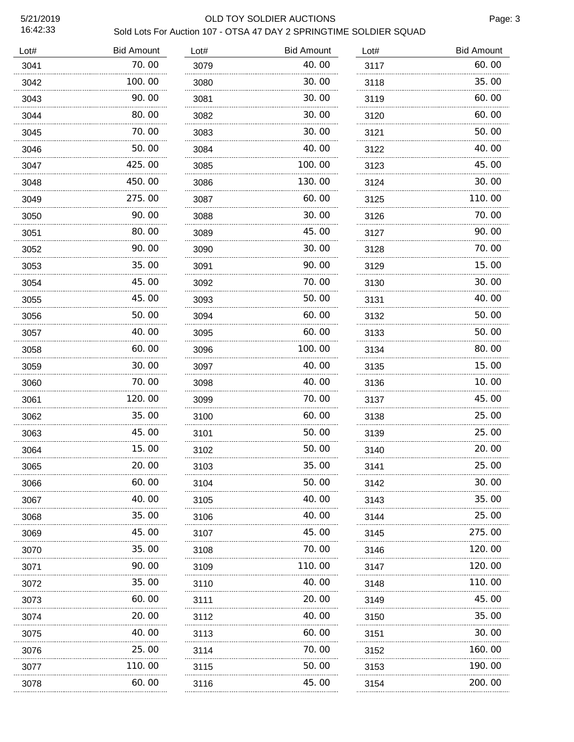# OLD TOY SOLDIER AUCTIONS

## Sold Lots For Auction 107 - OTSA 47 DAY 2 SPRINGTIME SOLDIER SQUAD

| Lot# | Bid Amount |
|---|---|
| 3041 | 70.00 |
| 3042 | 100.00 |
| 3043 | 90.00 |
| 3044 | 80.00 |
| 3045 | 70.00 |
| 3046 | 50.00 |
| 3047 | 425.00 |
| 3048 | 450.00 |
| 3049 | 275.00 |
| 3050 | 90.00 |
| 3051 | 80.00 |
| 3052 | 90.00 |
| 3053 | 35.00 |
| 3054 | 45.00 |
| 3055 | 45.00 |
| 3056 | 50.00 |
| 3057 | 40.00 |
| 3058 | 60.00 |
| 3059 | 30.00 |
| 3060 | 70.00 |
| 3061 | 120.00 |
| 3062 | 35.00 |
| 3063 | 45.00 |
| 3064 | 15.00 |
| 3065 | 20.00 |
| 3066 | 60.00 |
| 3067 | 40.00 |
| 3068 | 35.00 |
| 3069 | 45.00 |
| 3070 | 35.00 |
| 3071 | 90.00 |
| 3072 | 35.00 |
| 3073 | 60.00 |
| 3074 | 20.00 |
| 3075 | 40.00 |
| 3076 | 25.00 |
| 3077 | 110.00 |
| 3078 | 60.00 |
| 3079 | 40.00 |
| 3080 | 30.00 |
| 3081 | 30.00 |
| 3082 | 30.00 |
| 3083 | 30.00 |
| 3084 | 40.00 |
| 3085 | 100.00 |
| 3086 | 130.00 |
| 3087 | 60.00 |
| 3088 | 30.00 |
| 3089 | 45.00 |
| 3090 | 30.00 |
| 3091 | 90.00 |
| 3092 | 70.00 |
| 3093 | 50.00 |
| 3094 | 60.00 |
| 3095 | 60.00 |
| 3096 | 100.00 |
| 3097 | 40.00 |
| 3098 | 40.00 |
| 3099 | 70.00 |
| 3100 | 60.00 |
| 3101 | 50.00 |
| 3102 | 50.00 |
| 3103 | 35.00 |
| 3104 | 50.00 |
| 3105 | 40.00 |
| 3106 | 40.00 |
| 3107 | 45.00 |
| 3108 | 70.00 |
| 3109 | 110.00 |
| 3110 | 40.00 |
| 3111 | 20.00 |
| 3112 | 40.00 |
| 3113 | 60.00 |
| 3114 | 70.00 |
| 3115 | 50.00 |
| 3116 | 45.00 |
| 3117 | 60.00 |
| 3118 | 35.00 |
| 3119 | 60.00 |
| 3120 | 60.00 |
| 3121 | 50.00 |
| 3122 | 40.00 |
| 3123 | 45.00 |
| 3124 | 30.00 |
| 3125 | 110.00 |
| 3126 | 70.00 |
| 3127 | 90.00 |
| 3128 | 70.00 |
| 3129 | 15.00 |
| 3130 | 30.00 |
| 3131 | 40.00 |
| 3132 | 50.00 |
| 3133 | 50.00 |
| 3134 | 80.00 |
| 3135 | 15.00 |
| 3136 | 10.00 |
| 3137 | 45.00 |
| 3138 | 25.00 |
| 3139 | 25.00 |
| 3140 | 20.00 |
| 3141 | 25.00 |
| 3142 | 30.00 |
| 3143 | 35.00 |
| 3144 | 25.00 |
| 3145 | 275.00 |
| 3146 | 120.00 |
| 3147 | 120.00 |
| 3148 | 110.00 |
| 3149 | 45.00 |
| 3150 | 35.00 |
| 3151 | 30.00 |
| 3152 | 160.00 |
| 3153 | 190.00 |
| 3154 | 200.00 |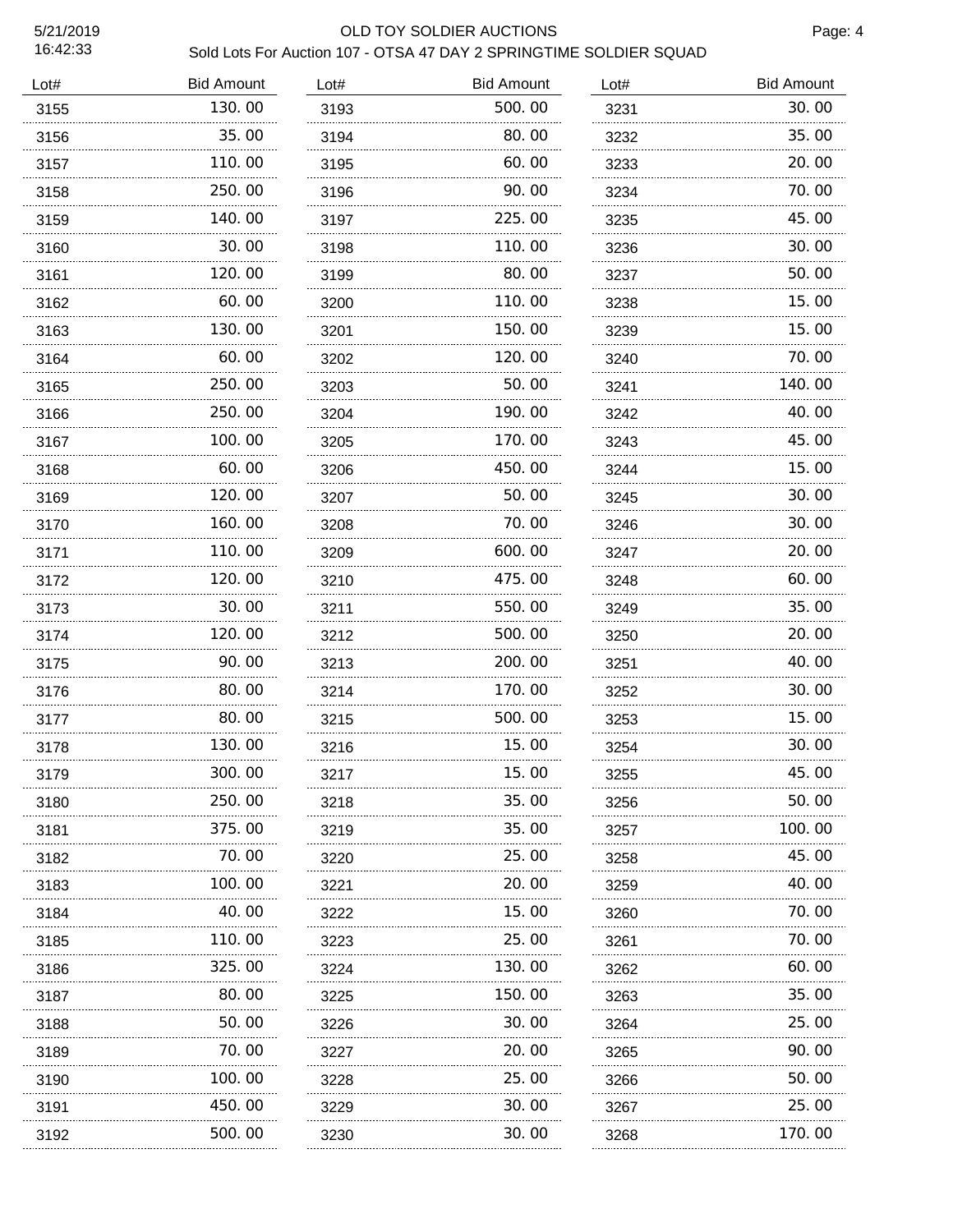OLD TOY SOLDIER AUCTIONS

Sold Lots For Auction 107 - OTSA 47 DAY 2 SPRINGTIME SOLDIER SQUAD

| Lot# | Bid Amount | Lot# | Bid Amount | Lot# | Bid Amount |
|---|---|---|---|---|---|
| 3155 | 130.00 | 3193 | 500.00 | 3231 | 30.00 |
| 3156 | 35.00 | 3194 | 80.00 | 3232 | 35.00 |
| 3157 | 110.00 | 3195 | 60.00 | 3233 | 20.00 |
| 3158 | 250.00 | 3196 | 90.00 | 3234 | 70.00 |
| 3159 | 140.00 | 3197 | 225.00 | 3235 | 45.00 |
| 3160 | 30.00 | 3198 | 110.00 | 3236 | 30.00 |
| 3161 | 120.00 | 3199 | 80.00 | 3237 | 50.00 |
| 3162 | 60.00 | 3200 | 110.00 | 3238 | 15.00 |
| 3163 | 130.00 | 3201 | 150.00 | 3239 | 15.00 |
| 3164 | 60.00 | 3202 | 120.00 | 3240 | 70.00 |
| 3165 | 250.00 | 3203 | 50.00 | 3241 | 140.00 |
| 3166 | 250.00 | 3204 | 190.00 | 3242 | 40.00 |
| 3167 | 100.00 | 3205 | 170.00 | 3243 | 45.00 |
| 3168 | 60.00 | 3206 | 450.00 | 3244 | 15.00 |
| 3169 | 120.00 | 3207 | 50.00 | 3245 | 30.00 |
| 3170 | 160.00 | 3208 | 70.00 | 3246 | 30.00 |
| 3171 | 110.00 | 3209 | 600.00 | 3247 | 20.00 |
| 3172 | 120.00 | 3210 | 475.00 | 3248 | 60.00 |
| 3173 | 30.00 | 3211 | 550.00 | 3249 | 35.00 |
| 3174 | 120.00 | 3212 | 500.00 | 3250 | 20.00 |
| 3175 | 90.00 | 3213 | 200.00 | 3251 | 40.00 |
| 3176 | 80.00 | 3214 | 170.00 | 3252 | 30.00 |
| 3177 | 80.00 | 3215 | 500.00 | 3253 | 15.00 |
| 3178 | 130.00 | 3216 | 15.00 | 3254 | 30.00 |
| 3179 | 300.00 | 3217 | 15.00 | 3255 | 45.00 |
| 3180 | 250.00 | 3218 | 35.00 | 3256 | 50.00 |
| 3181 | 375.00 | 3219 | 35.00 | 3257 | 100.00 |
| 3182 | 70.00 | 3220 | 25.00 | 3258 | 45.00 |
| 3183 | 100.00 | 3221 | 20.00 | 3259 | 40.00 |
| 3184 | 40.00 | 3222 | 15.00 | 3260 | 70.00 |
| 3185 | 110.00 | 3223 | 25.00 | 3261 | 70.00 |
| 3186 | 325.00 | 3224 | 130.00 | 3262 | 60.00 |
| 3187 | 80.00 | 3225 | 150.00 | 3263 | 35.00 |
| 3188 | 50.00 | 3226 | 30.00 | 3264 | 25.00 |
| 3189 | 70.00 | 3227 | 20.00 | 3265 | 90.00 |
| 3190 | 100.00 | 3228 | 25.00 | 3266 | 50.00 |
| 3191 | 450.00 | 3229 | 30.00 | 3267 | 25.00 |
| 3192 | 500.00 | 3230 | 30.00 | 3268 | 170.00 |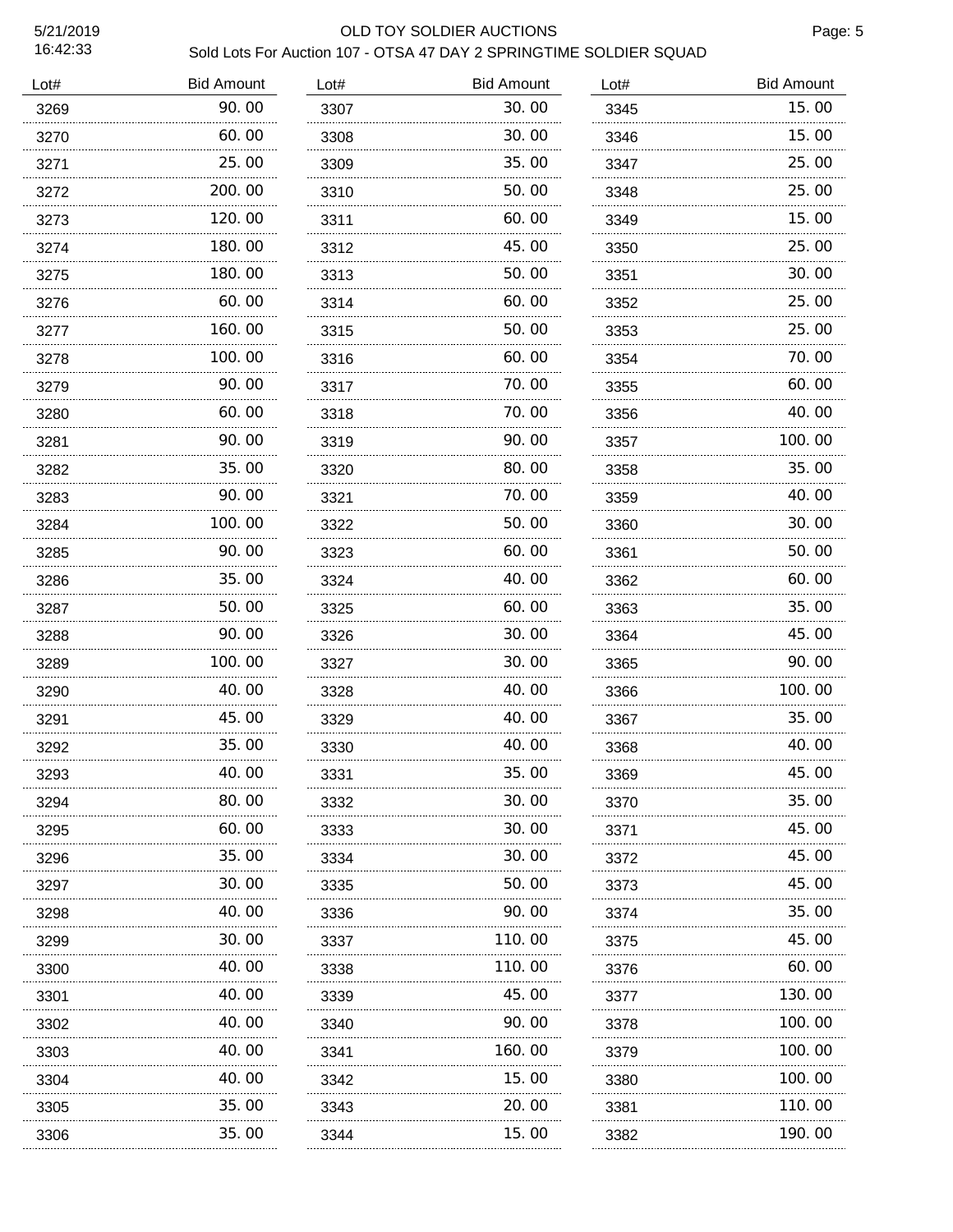OLD TOY SOLDIER AUCTIONS

Sold Lots For Auction 107 - OTSA 47 DAY 2 SPRINGTIME SOLDIER SQUAD

| Lot# | Bid Amount | Lot# | Bid Amount | Lot# | Bid Amount |
|---|---|---|---|---|---|
| 3269 | 90.00 | 3307 | 30.00 | 3345 | 15.00 |
| 3270 | 60.00 | 3308 | 30.00 | 3346 | 15.00 |
| 3271 | 25.00 | 3309 | 35.00 | 3347 | 25.00 |
| 3272 | 200.00 | 3310 | 50.00 | 3348 | 25.00 |
| 3273 | 120.00 | 3311 | 60.00 | 3349 | 15.00 |
| 3274 | 180.00 | 3312 | 45.00 | 3350 | 25.00 |
| 3275 | 180.00 | 3313 | 50.00 | 3351 | 30.00 |
| 3276 | 60.00 | 3314 | 60.00 | 3352 | 25.00 |
| 3277 | 160.00 | 3315 | 50.00 | 3353 | 25.00 |
| 3278 | 100.00 | 3316 | 60.00 | 3354 | 70.00 |
| 3279 | 90.00 | 3317 | 70.00 | 3355 | 60.00 |
| 3280 | 60.00 | 3318 | 70.00 | 3356 | 40.00 |
| 3281 | 90.00 | 3319 | 90.00 | 3357 | 100.00 |
| 3282 | 35.00 | 3320 | 80.00 | 3358 | 35.00 |
| 3283 | 90.00 | 3321 | 70.00 | 3359 | 40.00 |
| 3284 | 100.00 | 3322 | 50.00 | 3360 | 30.00 |
| 3285 | 90.00 | 3323 | 60.00 | 3361 | 50.00 |
| 3286 | 35.00 | 3324 | 40.00 | 3362 | 60.00 |
| 3287 | 50.00 | 3325 | 60.00 | 3363 | 35.00 |
| 3288 | 90.00 | 3326 | 30.00 | 3364 | 45.00 |
| 3289 | 100.00 | 3327 | 30.00 | 3365 | 90.00 |
| 3290 | 40.00 | 3328 | 40.00 | 3366 | 100.00 |
| 3291 | 45.00 | 3329 | 40.00 | 3367 | 35.00 |
| 3292 | 35.00 | 3330 | 40.00 | 3368 | 40.00 |
| 3293 | 40.00 | 3331 | 35.00 | 3369 | 45.00 |
| 3294 | 80.00 | 3332 | 30.00 | 3370 | 35.00 |
| 3295 | 60.00 | 3333 | 30.00 | 3371 | 45.00 |
| 3296 | 35.00 | 3334 | 30.00 | 3372 | 45.00 |
| 3297 | 30.00 | 3335 | 50.00 | 3373 | 45.00 |
| 3298 | 40.00 | 3336 | 90.00 | 3374 | 35.00 |
| 3299 | 30.00 | 3337 | 110.00 | 3375 | 45.00 |
| 3300 | 40.00 | 3338 | 110.00 | 3376 | 60.00 |
| 3301 | 40.00 | 3339 | 45.00 | 3377 | 130.00 |
| 3302 | 40.00 | 3340 | 90.00 | 3378 | 100.00 |
| 3303 | 40.00 | 3341 | 160.00 | 3379 | 100.00 |
| 3304 | 40.00 | 3342 | 15.00 | 3380 | 100.00 |
| 3305 | 35.00 | 3343 | 20.00 | 3381 | 110.00 |
| 3306 | 35.00 | 3344 | 15.00 | 3382 | 190.00 |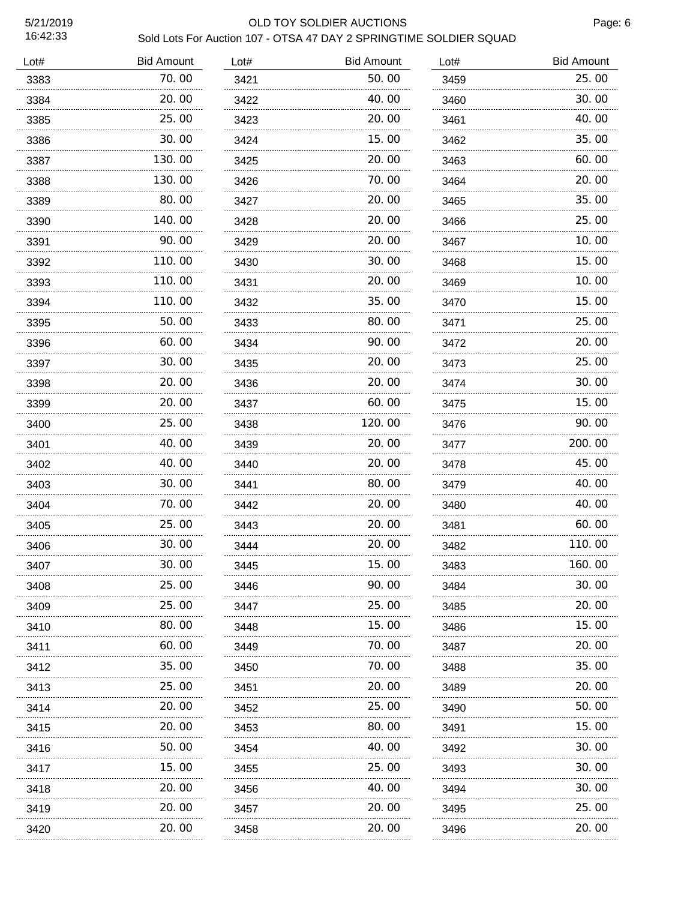# OLD TOY SOLDIER AUCTIONS

## Sold Lots For Auction 107 - OTSA 47 DAY 2 SPRINGTIME SOLDIER SQUAD

| Lot# | Bid Amount |
|---|---|
| 3383 | 70.00 |
| 3384 | 20.00 |
| 3385 | 25.00 |
| 3386 | 30.00 |
| 3387 | 130.00 |
| 3388 | 130.00 |
| 3389 | 80.00 |
| 3390 | 140.00 |
| 3391 | 90.00 |
| 3392 | 110.00 |
| 3393 | 110.00 |
| 3394 | 110.00 |
| 3395 | 50.00 |
| 3396 | 60.00 |
| 3397 | 30.00 |
| 3398 | 20.00 |
| 3399 | 20.00 |
| 3400 | 25.00 |
| 3401 | 40.00 |
| 3402 | 40.00 |
| 3403 | 30.00 |
| 3404 | 70.00 |
| 3405 | 25.00 |
| 3406 | 30.00 |
| 3407 | 30.00 |
| 3408 | 25.00 |
| 3409 | 25.00 |
| 3410 | 80.00 |
| 3411 | 60.00 |
| 3412 | 35.00 |
| 3413 | 25.00 |
| 3414 | 20.00 |
| 3415 | 20.00 |
| 3416 | 50.00 |
| 3417 | 15.00 |
| 3418 | 20.00 |
| 3419 | 20.00 |
| 3420 | 20.00 |
| 3421 | 50.00 |
| 3422 | 40.00 |
| 3423 | 20.00 |
| 3424 | 15.00 |
| 3425 | 20.00 |
| 3426 | 70.00 |
| 3427 | 20.00 |
| 3428 | 20.00 |
| 3429 | 20.00 |
| 3430 | 30.00 |
| 3431 | 20.00 |
| 3432 | 35.00 |
| 3433 | 80.00 |
| 3434 | 90.00 |
| 3435 | 20.00 |
| 3436 | 20.00 |
| 3437 | 60.00 |
| 3438 | 120.00 |
| 3439 | 20.00 |
| 3440 | 20.00 |
| 3441 | 80.00 |
| 3442 | 20.00 |
| 3443 | 20.00 |
| 3444 | 20.00 |
| 3445 | 15.00 |
| 3446 | 90.00 |
| 3447 | 25.00 |
| 3448 | 15.00 |
| 3449 | 70.00 |
| 3450 | 70.00 |
| 3451 | 20.00 |
| 3452 | 25.00 |
| 3453 | 80.00 |
| 3454 | 40.00 |
| 3455 | 25.00 |
| 3456 | 40.00 |
| 3457 | 20.00 |
| 3458 | 20.00 |
| 3459 | 25.00 |
| 3460 | 30.00 |
| 3461 | 40.00 |
| 3462 | 35.00 |
| 3463 | 60.00 |
| 3464 | 20.00 |
| 3465 | 35.00 |
| 3466 | 25.00 |
| 3467 | 10.00 |
| 3468 | 15.00 |
| 3469 | 10.00 |
| 3470 | 15.00 |
| 3471 | 25.00 |
| 3472 | 20.00 |
| 3473 | 25.00 |
| 3474 | 30.00 |
| 3475 | 15.00 |
| 3476 | 90.00 |
| 3477 | 200.00 |
| 3478 | 45.00 |
| 3479 | 40.00 |
| 3480 | 40.00 |
| 3481 | 60.00 |
| 3482 | 110.00 |
| 3483 | 160.00 |
| 3484 | 30.00 |
| 3485 | 20.00 |
| 3486 | 15.00 |
| 3487 | 20.00 |
| 3488 | 35.00 |
| 3489 | 20.00 |
| 3490 | 50.00 |
| 3491 | 15.00 |
| 3492 | 30.00 |
| 3493 | 30.00 |
| 3494 | 30.00 |
| 3495 | 25.00 |
| 3496 | 20.00 |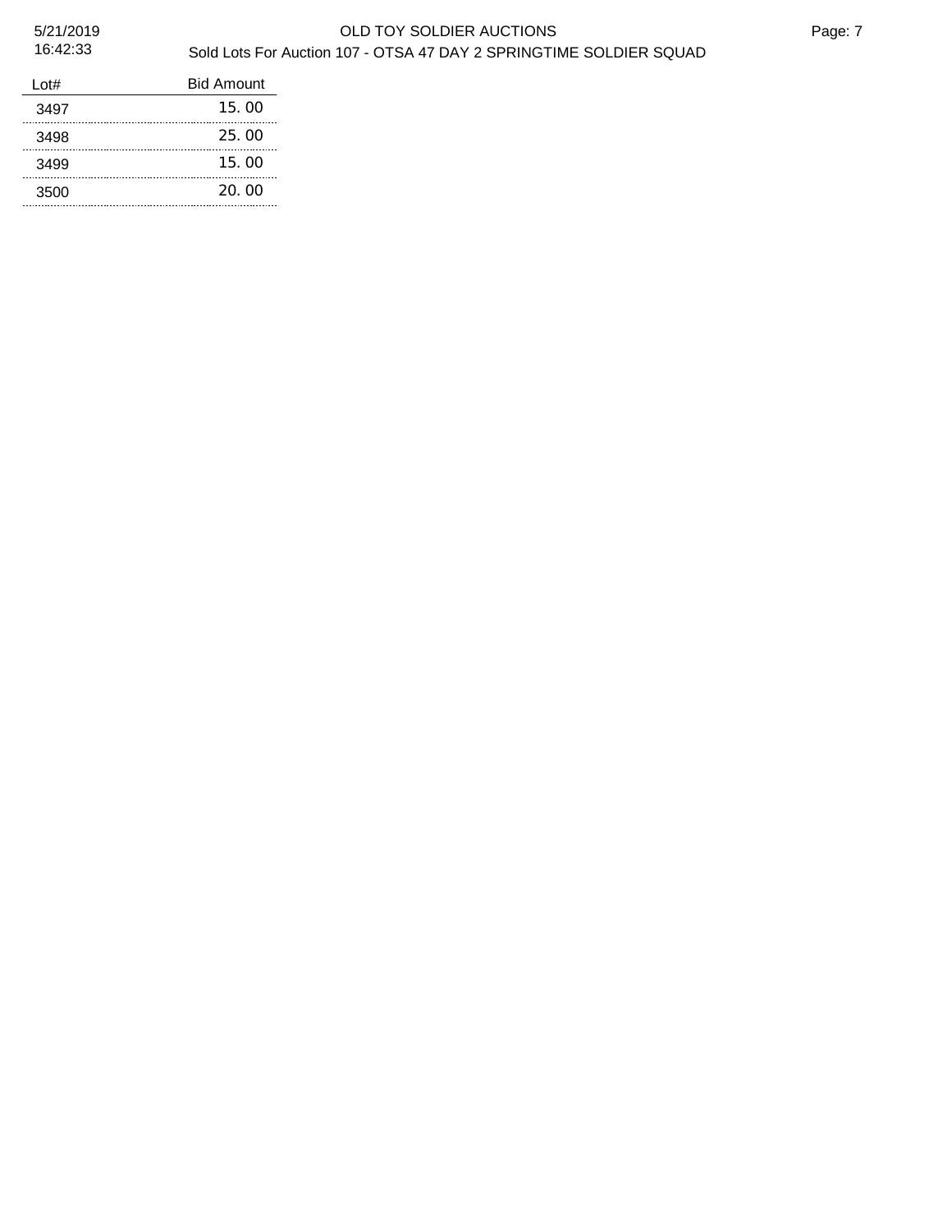| Lot# | Bid Amount |
|---|---|
| 3497 | 15.00 |
| 3498 | 25.00 |
| 3499 | 15.00 |
| 3500 | 20.00 |